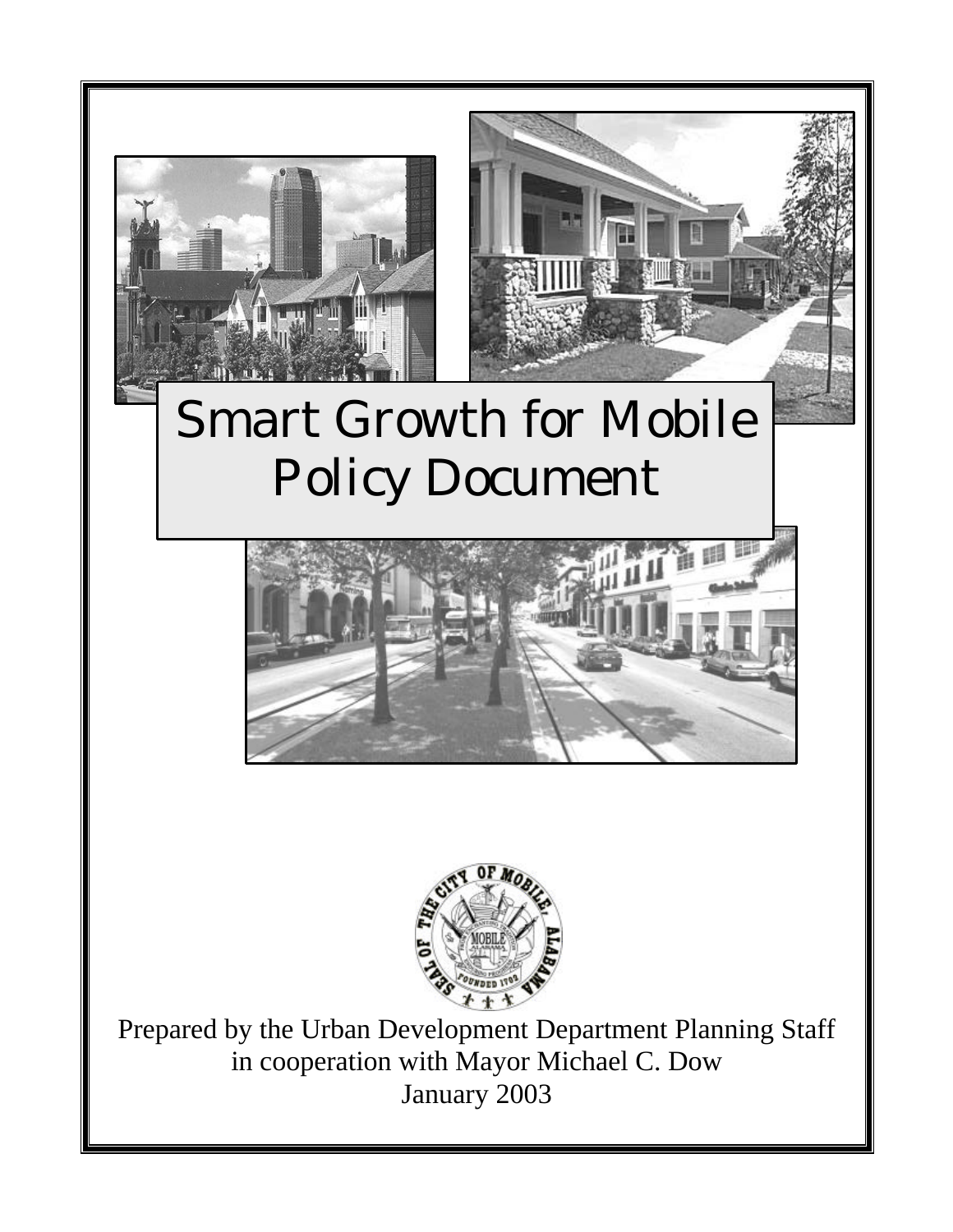# Smart Growth for Mobile Policy Document

Prepared by the Urban Development Department Planning Staff
in cooperation with Mayor Michael C. Dow
January 2003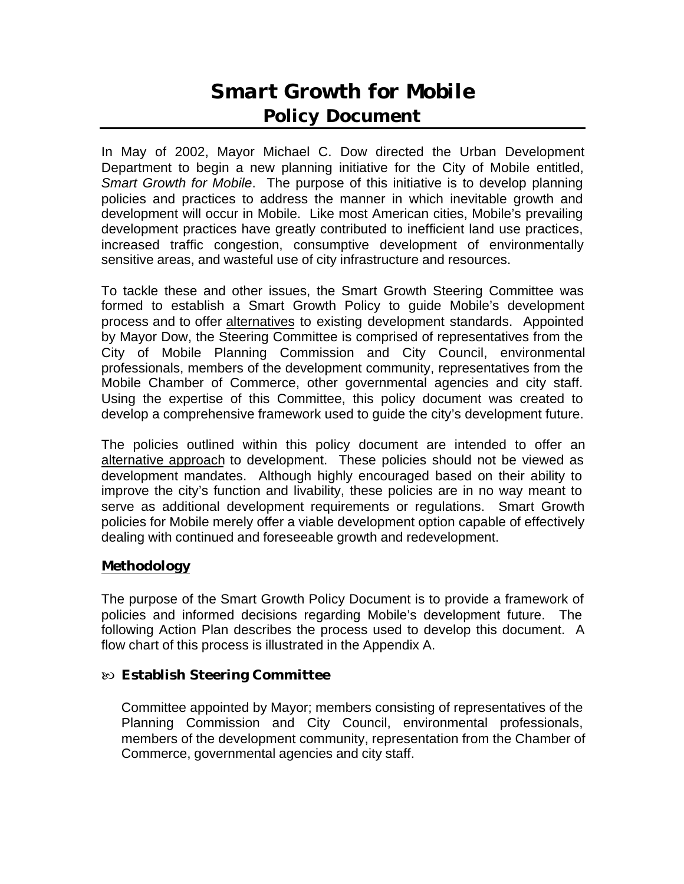# Smart Growth for Mobile
## Policy Document

In May of 2002, Mayor Michael C. Dow directed the Urban Development Department to begin a new planning initiative for the City of Mobile entitled, *Smart Growth for Mobile*. The purpose of this initiative is to develop planning policies and practices to address the manner in which inevitable growth and development will occur in Mobile. Like most American cities, Mobile's prevailing development practices have greatly contributed to inefficient land use practices, increased traffic congestion, consumptive development of environmentally sensitive areas, and wasteful use of city infrastructure and resources.

To tackle these and other issues, the Smart Growth Steering Committee was formed to establish a Smart Growth Policy to guide Mobile's development process and to offer <u>alternatives</u> to existing development standards. Appointed by Mayor Dow, the Steering Committee is comprised of representatives from the City of Mobile Planning Commission and City Council, environmental professionals, members of the development community, representatives from the Mobile Chamber of Commerce, other governmental agencies and city staff. Using the expertise of this Committee, this policy document was created to develop a comprehensive framework used to guide the city's development future.

The policies outlined within this policy document are intended to offer an <u>alternative approach</u> to development. These policies should not be viewed as development mandates. Although highly encouraged based on their ability to improve the city's function and livability, these policies are in no way meant to serve as additional development requirements or regulations. Smart Growth policies for Mobile merely offer a viable development option capable of effectively dealing with continued and foreseeable growth and redevelopment.

### Methodology

The purpose of the Smart Growth Policy Document is to provide a framework of policies and informed decisions regarding Mobile's development future. The following Action Plan describes the process used to develop this document. A flow chart of this process is illustrated in the Appendix A.

- **Establish Steering Committee**

  Committee appointed by Mayor; members consisting of representatives of the Planning Commission and City Council, environmental professionals, members of the development community, representation from the Chamber of Commerce, governmental agencies and city staff.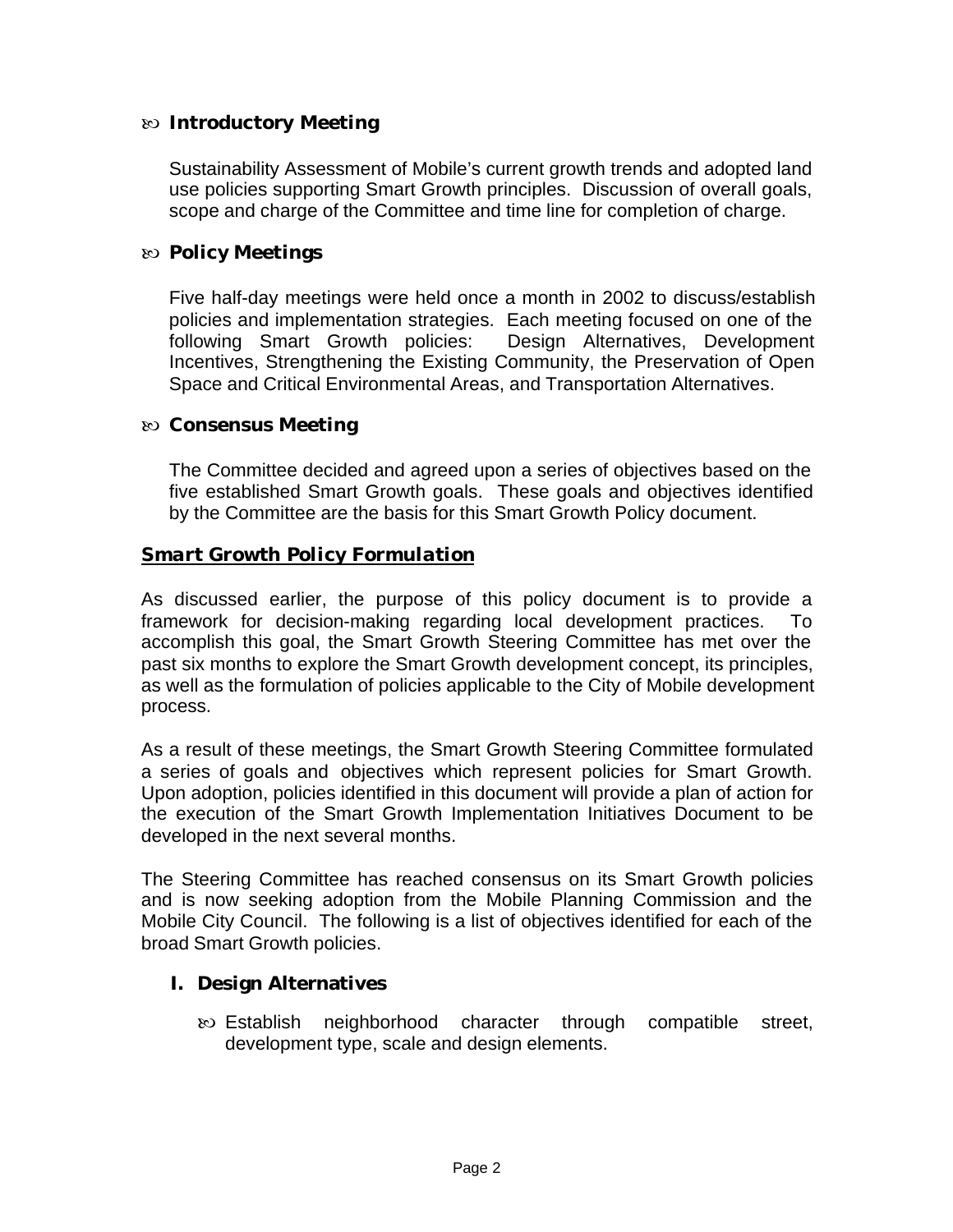- **Introductory Meeting**

  Sustainability Assessment of Mobile's current growth trends and adopted land use policies supporting Smart Growth principles. Discussion of overall goals, scope and charge of the Committee and time line for completion of charge.

- **Policy Meetings**

  Five half-day meetings were held once a month in 2002 to discuss/establish policies and implementation strategies. Each meeting focused on one of the following Smart Growth policies: Design Alternatives, Development Incentives, Strengthening the Existing Community, the Preservation of Open Space and Critical Environmental Areas, and Transportation Alternatives.

- **Consensus Meeting**

  The Committee decided and agreed upon a series of objectives based on the five established Smart Growth goals. These goals and objectives identified by the Committee are the basis for this Smart Growth Policy document.

## *Smart Growth Policy Formulation*

As discussed earlier, the purpose of this policy document is to provide a framework for decision-making regarding local development practices. To accomplish this goal, the Smart Growth Steering Committee has met over the past six months to explore the Smart Growth development concept, its principles, as well as the formulation of policies applicable to the City of Mobile development process.

As a result of these meetings, the Smart Growth Steering Committee formulated a series of goals and objectives which represent policies for Smart Growth. Upon adoption, policies identified in this document will provide a plan of action for the execution of the Smart Growth Implementation Initiatives Document to be developed in the next several months.

The Steering Committee has reached consensus on its Smart Growth policies and is now seeking adoption from the Mobile Planning Commission and the Mobile City Council. The following is a list of objectives identified for each of the broad Smart Growth policies.

### I. Design Alternatives

- Establish neighborhood character through compatible street, development type, scale and design elements.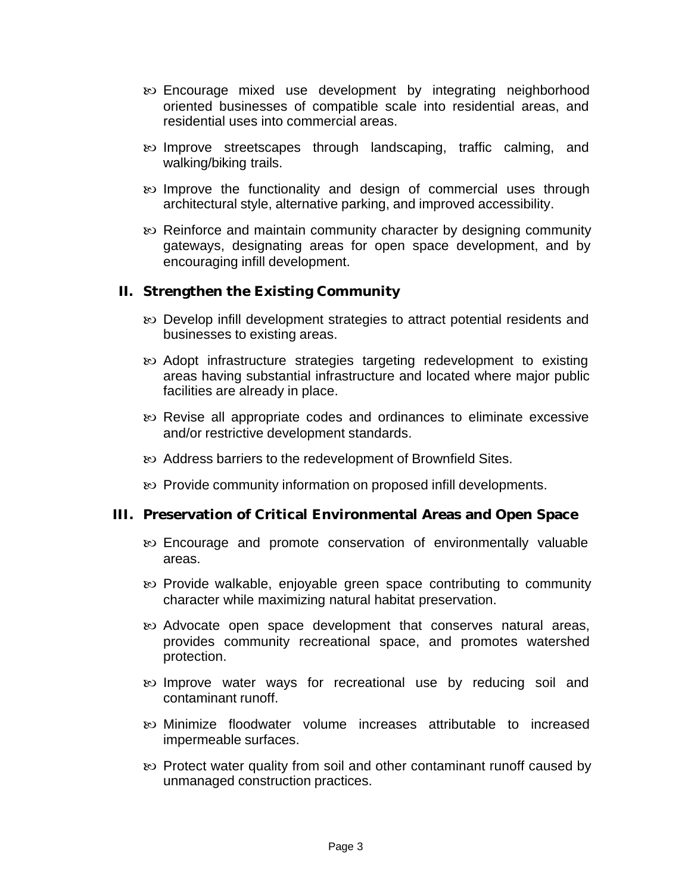- Encourage mixed use development by integrating neighborhood oriented businesses of compatible scale into residential areas, and residential uses into commercial areas.
- Improve streetscapes through landscaping, traffic calming, and walking/biking trails.
- Improve the functionality and design of commercial uses through architectural style, alternative parking, and improved accessibility.
- Reinforce and maintain community character by designing community gateways, designating areas for open space development, and by encouraging infill development.

## II. Strengthen the Existing Community

- Develop infill development strategies to attract potential residents and businesses to existing areas.
- Adopt infrastructure strategies targeting redevelopment to existing areas having substantial infrastructure and located where major public facilities are already in place.
- Revise all appropriate codes and ordinances to eliminate excessive and/or restrictive development standards.
- Address barriers to the redevelopment of Brownfield Sites.
- Provide community information on proposed infill developments.

## III. Preservation of Critical Environmental Areas and Open Space

- Encourage and promote conservation of environmentally valuable areas.
- Provide walkable, enjoyable green space contributing to community character while maximizing natural habitat preservation.
- Advocate open space development that conserves natural areas, provides community recreational space, and promotes watershed protection.
- Improve water ways for recreational use by reducing soil and contaminant runoff.
- Minimize floodwater volume increases attributable to increased impermeable surfaces.
- Protect water quality from soil and other contaminant runoff caused by unmanaged construction practices.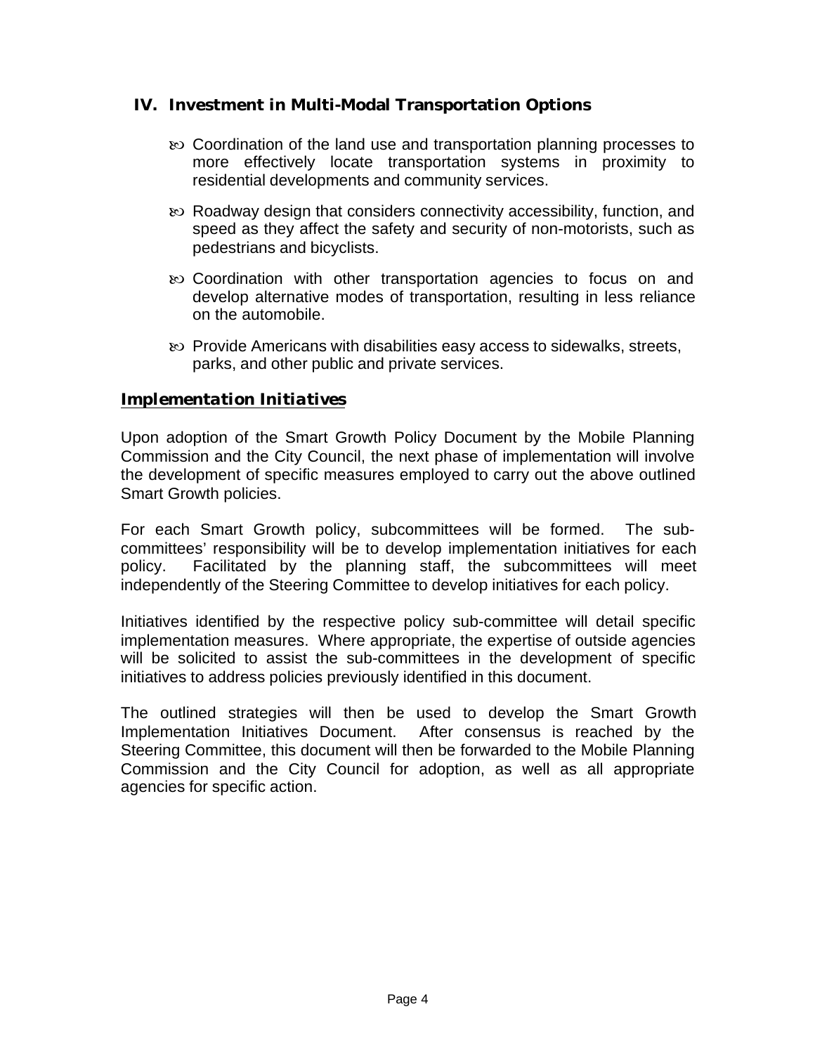## IV. Investment in Multi-Modal Transportation Options

- Coordination of the land use and transportation planning processes to more effectively locate transportation systems in proximity to residential developments and community services.
- Roadway design that considers connectivity accessibility, function, and speed as they affect the safety and security of non-motorists, such as pedestrians and bicyclists.
- Coordination with other transportation agencies to focus on and develop alternative modes of transportation, resulting in less reliance on the automobile.
- Provide Americans with disabilities easy access to sidewalks, streets, parks, and other public and private services.

### *Implementation Initiatives*

Upon adoption of the Smart Growth Policy Document by the Mobile Planning Commission and the City Council, the next phase of implementation will involve the development of specific measures employed to carry out the above outlined Smart Growth policies.

For each Smart Growth policy, subcommittees will be formed. The sub-committees' responsibility will be to develop implementation initiatives for each policy. Facilitated by the planning staff, the subcommittees will meet independently of the Steering Committee to develop initiatives for each policy.

Initiatives identified by the respective policy sub-committee will detail specific implementation measures. Where appropriate, the expertise of outside agencies will be solicited to assist the sub-committees in the development of specific initiatives to address policies previously identified in this document.

The outlined strategies will then be used to develop the Smart Growth Implementation Initiatives Document. After consensus is reached by the Steering Committee, this document will then be forwarded to the Mobile Planning Commission and the City Council for adoption, as well as all appropriate agencies for specific action.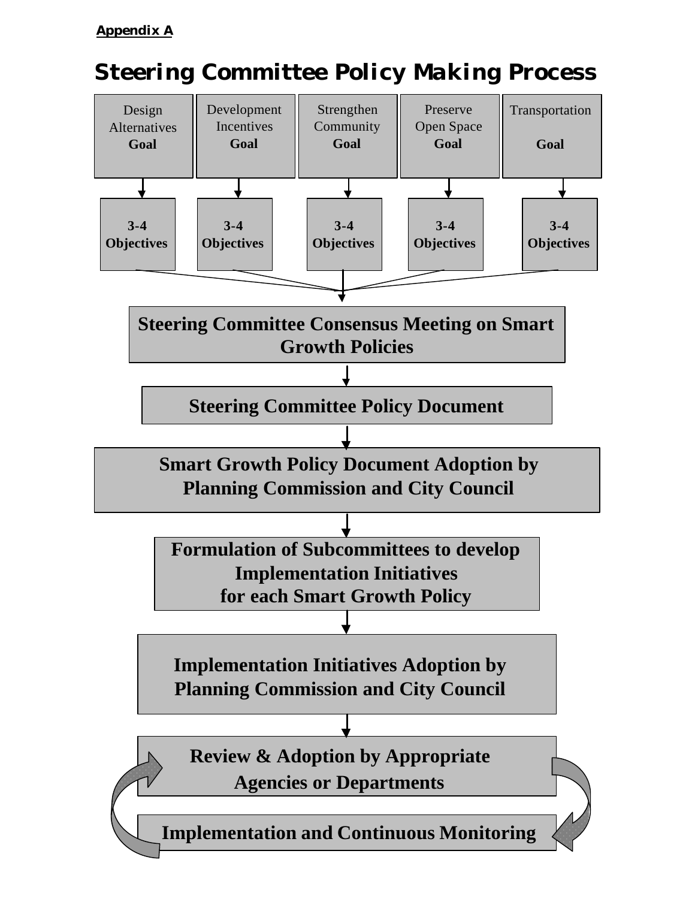**Appendix A**

# Steering Committee Policy Making Process

| Design Alternatives **Goal** | Development Incentives **Goal** | Strengthen Community **Goal** | Preserve Open Space **Goal** | Transportation **Goal** |
|---|---|---|---|---|
| **3-4 Objectives** | **3-4 Objectives** | **3-4 Objectives** | **3-4 Objectives** | **3-4 Objectives** |

**Steering Committee Consensus Meeting on Smart Growth Policies**

**Steering Committee Policy Document**

**Smart Growth Policy Document Adoption by Planning Commission and City Council**

**Formulation of Subcommittees to develop Implementation Initiatives for each Smart Growth Policy**

**Implementation Initiatives Adoption by Planning Commission and City Council**

**Review & Adoption by Appropriate Agencies or Departments**

**Implementation and Continuous Monitoring**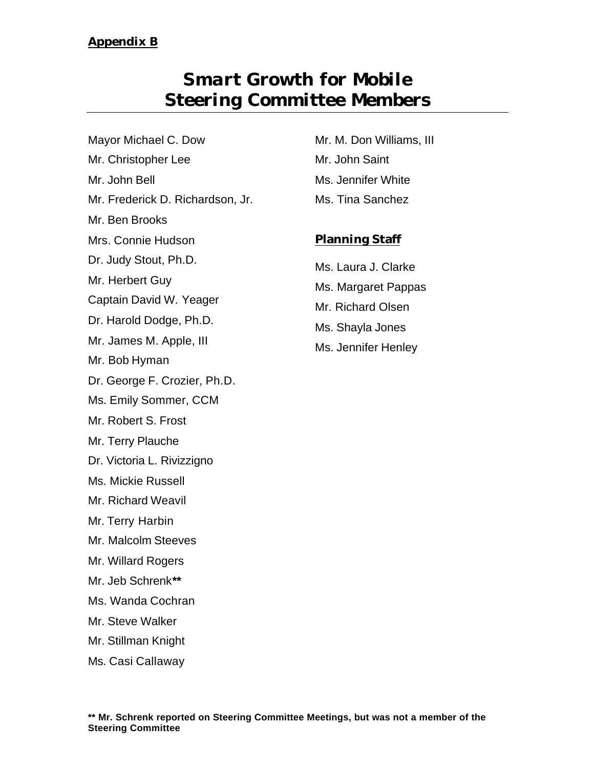**Appendix B**

# Smart Growth for Mobile Steering Committee Members

Mayor Michael C. Dow

Mr. Christopher Lee

Mr. John Bell

Mr. Frederick D. Richardson, Jr.

Mr. Ben Brooks

Mrs. Connie Hudson

Dr. Judy Stout, Ph.D.

Mr. Herbert Guy

Captain David W. Yeager

Dr. Harold Dodge, Ph.D.

Mr. James M. Apple, III

Mr. Bob Hyman

Dr. George F. Crozier, Ph.D.

Ms. Emily Sommer, CCM

Mr. Robert S. Frost

Mr. Terry Plauche

Dr. Victoria L. Rivizzigno

Ms. Mickie Russell

Mr. Richard Weavil

Mr. Terry Harbin

Mr. Malcolm Steeves

Mr. Willard Rogers

Mr. Jeb Schrenk**

Ms. Wanda Cochran

Mr. Steve Walker

Mr. Stillman Knight

Ms. Casi Callaway

Mr. M. Don Williams, III

Mr. John Saint

Ms. Jennifer White

Ms. Tina Sanchez

**Planning Staff**

Ms. Laura J. Clarke

Ms. Margaret Pappas

Mr. Richard Olsen

Ms. Shayla Jones

Ms. Jennifer Henley

**** Mr. Schrenk reported on Steering Committee Meetings, but was not a member of the Steering Committee**